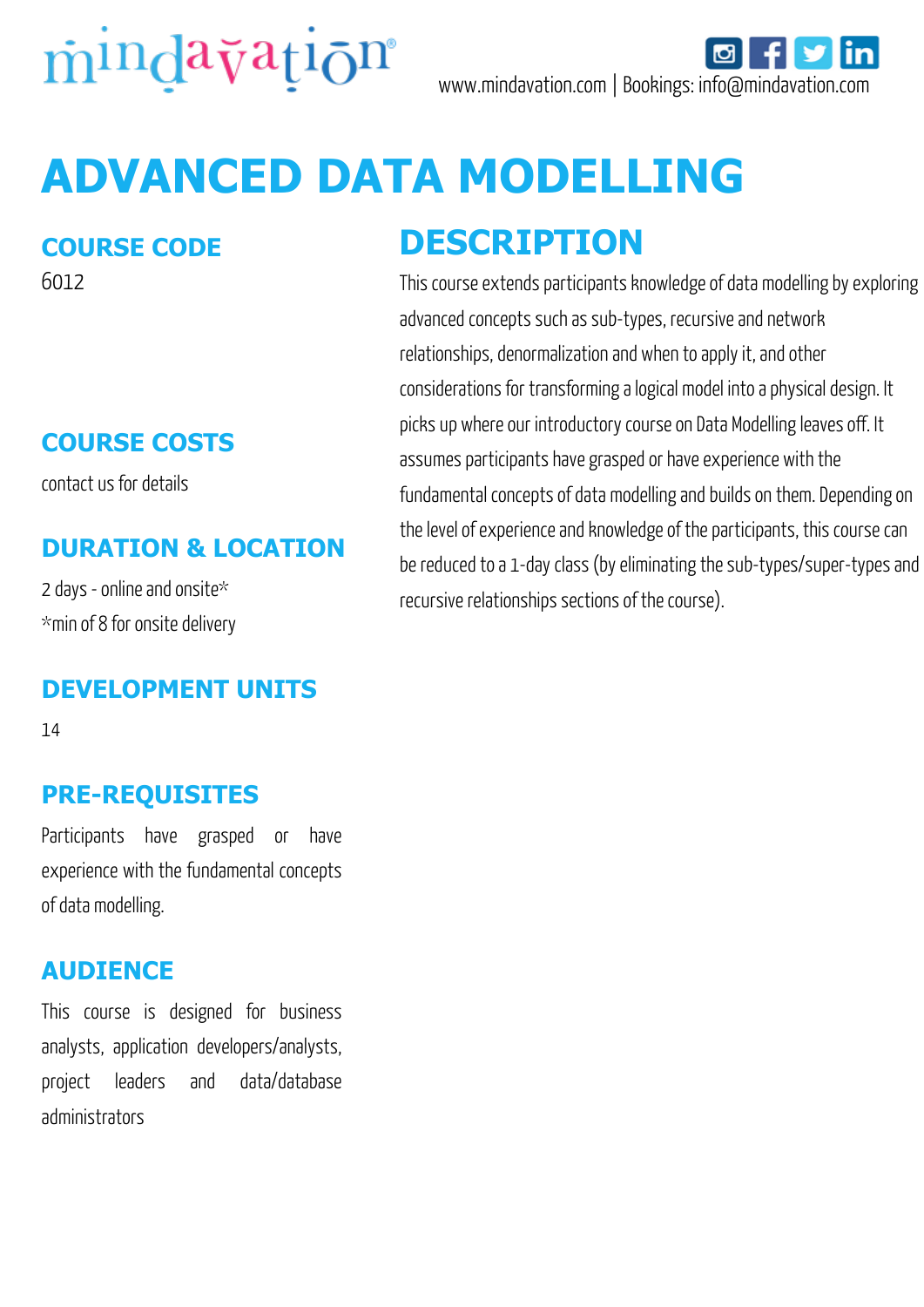mindavation®

www.mindavation.com | Bookings: info@mindavation.com

# ADVANCED DATA MODELLING

## COURSE CODE

6012

## COURSE COSTS

contact us for details

## DURATION & LOCATION

2 days - online and onsite*
*min of 8 for onsite delivery

## DEVELOPMENT UNITS

14

## PRE-REQUISITES

Participants have grasped or have experience with the fundamental concepts of data modelling.

## AUDIENCE

This course is designed for business analysts, application developers/analysts, project leaders and data/database administrators

## DESCRIPTION

This course extends participants knowledge of data modelling by exploring advanced concepts such as sub-types, recursive and network relationships, denormalization and when to apply it, and other considerations for transforming a logical model into a physical design. It picks up where our introductory course on Data Modelling leaves off. It assumes participants have grasped or have experience with the fundamental concepts of data modelling and builds on them. Depending on the level of experience and knowledge of the participants, this course can be reduced to a 1-day class (by eliminating the sub-types/super-types and recursive relationships sections of the course).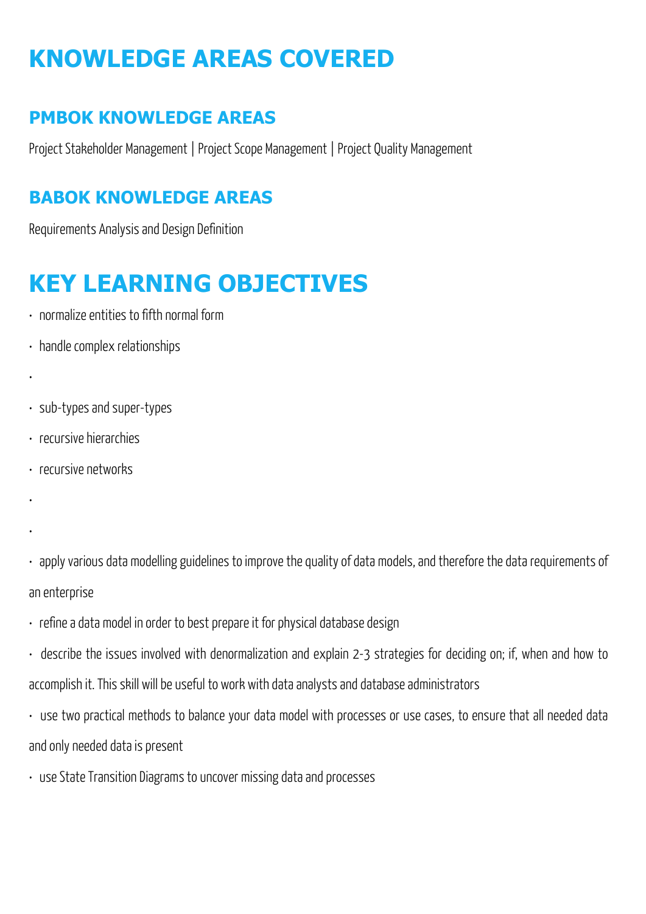# KNOWLEDGE AREAS COVERED

## PMBOK KNOWLEDGE AREAS

Project Stakeholder Management | Project Scope Management | Project Quality Management

## BABOK KNOWLEDGE AREAS

Requirements Analysis and Design Definition

# KEY LEARNING OBJECTIVES

- normalize entities to fifth normal form
- handle complex relationships
- 
- sub-types and super-types
- recursive hierarchies
- recursive networks
- 
- 
- apply various data modelling guidelines to improve the quality of data models, and therefore the data requirements of an enterprise
- refine a data model in order to best prepare it for physical database design
- describe the issues involved with denormalization and explain 2-3 strategies for deciding on; if, when and how to accomplish it. This skill will be useful to work with data analysts and database administrators
- use two practical methods to balance your data model with processes or use cases, to ensure that all needed data and only needed data is present
- use State Transition Diagrams to uncover missing data and processes